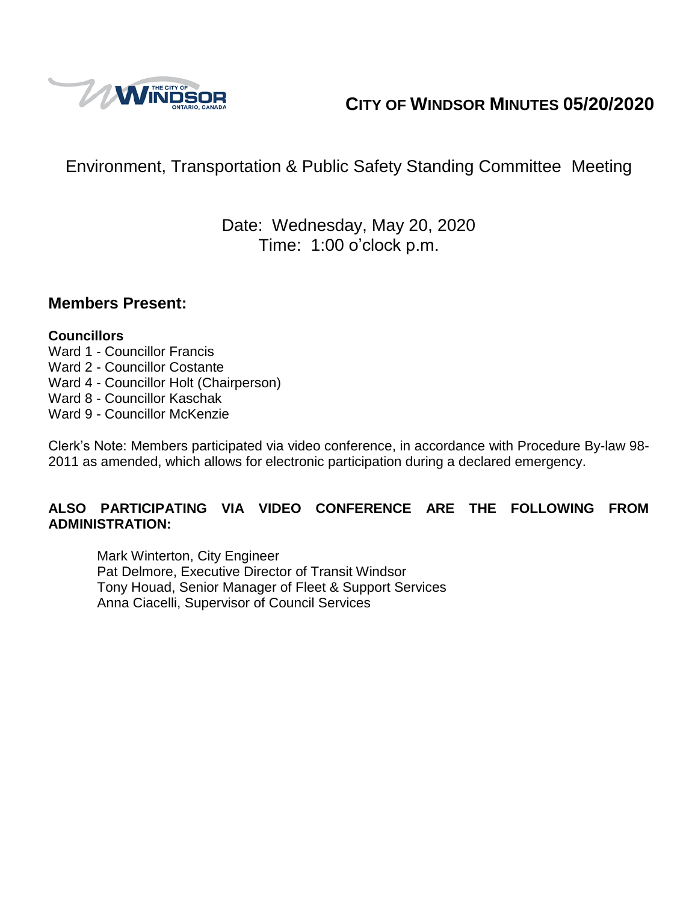# CITY OF WINDSOR MINUTES 05/20/2020

## Environment, Transportation & Public Safety Standing Committee Meeting

Date: Wednesday, May 20, 2020
Time: 1:00 o'clock p.m.

## Members Present:

**Councillors**
Ward 1 - Councillor Francis
Ward 2 - Councillor Costante
Ward 4 - Councillor Holt (Chairperson)
Ward 8 - Councillor Kaschak
Ward 9 - Councillor McKenzie

Clerk's Note: Members participated via video conference, in accordance with Procedure By-law 98-2011 as amended, which allows for electronic participation during a declared emergency.

**ALSO PARTICIPATING VIA VIDEO CONFERENCE ARE THE FOLLOWING FROM ADMINISTRATION:**

Mark Winterton, City Engineer
Pat Delmore, Executive Director of Transit Windsor
Tony Houad, Senior Manager of Fleet & Support Services
Anna Ciacelli, Supervisor of Council Services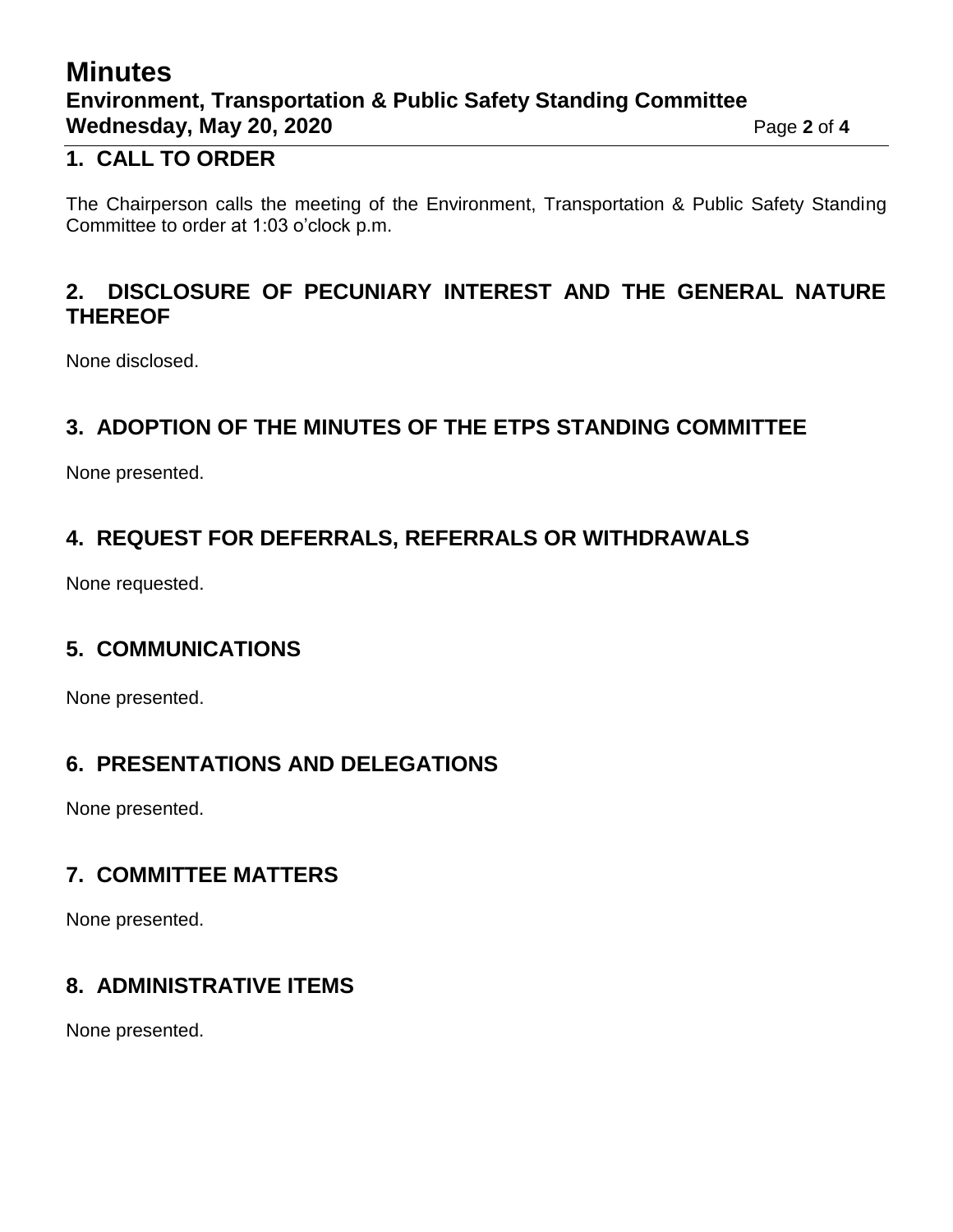## 1. CALL TO ORDER

The Chairperson calls the meeting of the Environment, Transportation & Public Safety Standing Committee to order at 1:03 o'clock p.m.

## 2. DISCLOSURE OF PECUNIARY INTEREST AND THE GENERAL NATURE THEREOF

None disclosed.

## 3. ADOPTION OF THE MINUTES OF THE ETPS STANDING COMMITTEE

None presented.

## 4. REQUEST FOR DEFERRALS, REFERRALS OR WITHDRAWALS

None requested.

## 5. COMMUNICATIONS

None presented.

## 6. PRESENTATIONS AND DELEGATIONS

None presented.

## 7. COMMITTEE MATTERS

None presented.

## 8. ADMINISTRATIVE ITEMS

None presented.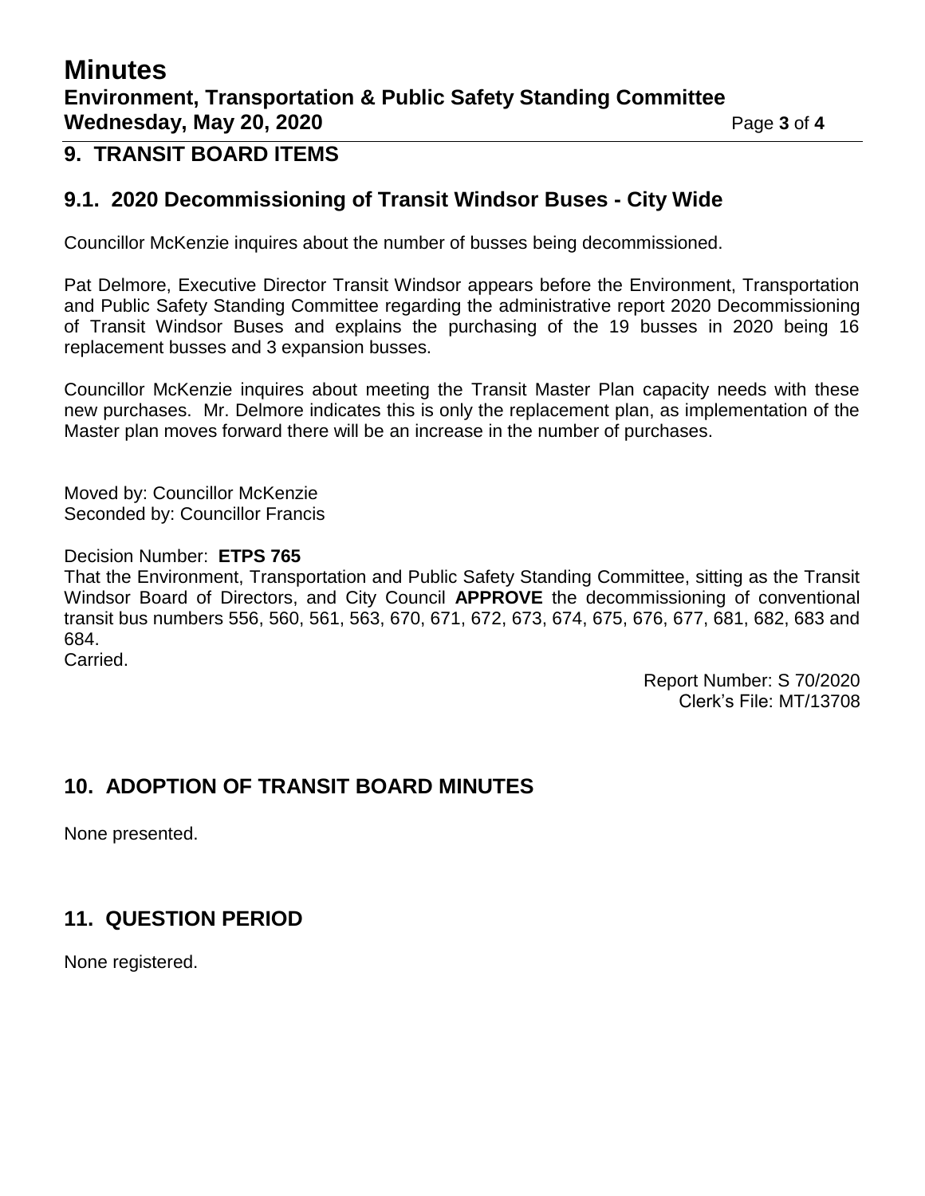## 9. TRANSIT BOARD ITEMS

### 9.1. 2020 Decommissioning of Transit Windsor Buses - City Wide

Councillor McKenzie inquires about the number of busses being decommissioned.

Pat Delmore, Executive Director Transit Windsor appears before the Environment, Transportation and Public Safety Standing Committee regarding the administrative report 2020 Decommissioning of Transit Windsor Buses and explains the purchasing of the 19 busses in 2020 being 16 replacement busses and 3 expansion busses.

Councillor McKenzie inquires about meeting the Transit Master Plan capacity needs with these new purchases. Mr. Delmore indicates this is only the replacement plan, as implementation of the Master plan moves forward there will be an increase in the number of purchases.

Moved by: Councillor McKenzie
Seconded by: Councillor Francis

Decision Number: **ETPS 765**
That the Environment, Transportation and Public Safety Standing Committee, sitting as the Transit Windsor Board of Directors, and City Council **APPROVE** the decommissioning of conventional transit bus numbers 556, 560, 561, 563, 670, 671, 672, 673, 674, 675, 676, 677, 681, 682, 683 and 684.
Carried.

Report Number: S 70/2020
Clerk's File: MT/13708

## 10. ADOPTION OF TRANSIT BOARD MINUTES

None presented.

## 11. QUESTION PERIOD

None registered.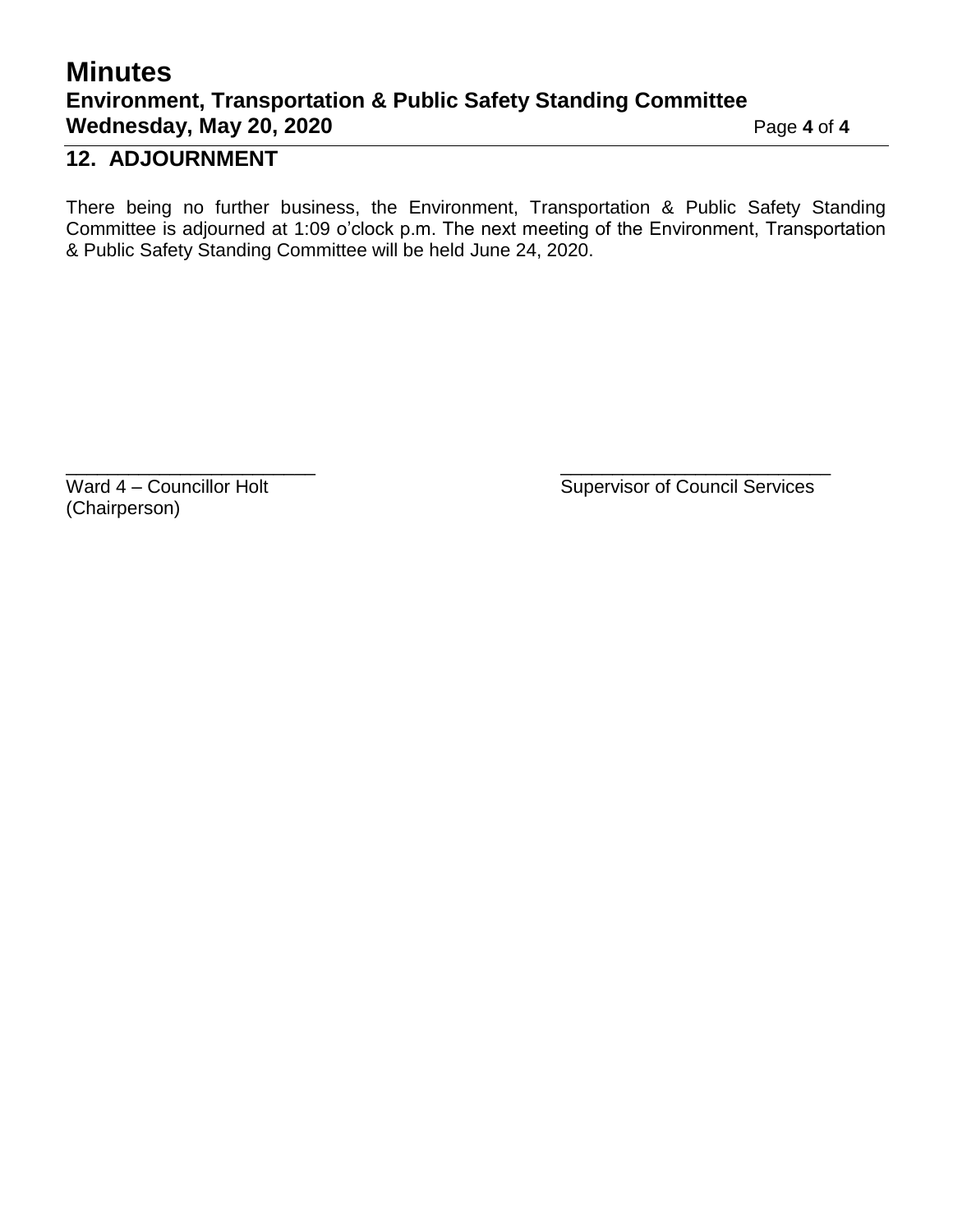## 12. ADJOURNMENT

There being no further business, the Environment, Transportation & Public Safety Standing Committee is adjourned at 1:09 o'clock p.m. The next meeting of the Environment, Transportation & Public Safety Standing Committee will be held June 24, 2020.

\_\_\_\_\_\_\_\_\_\_\_\_\_\_\_\_\_\_\_\_\_\_\_\_\_\_

Ward 4 – Councillor Holt
(Chairperson)

\_\_\_\_\_\_\_\_\_\_\_\_\_\_\_\_\_\_\_\_\_\_\_\_\_\_

Supervisor of Council Services